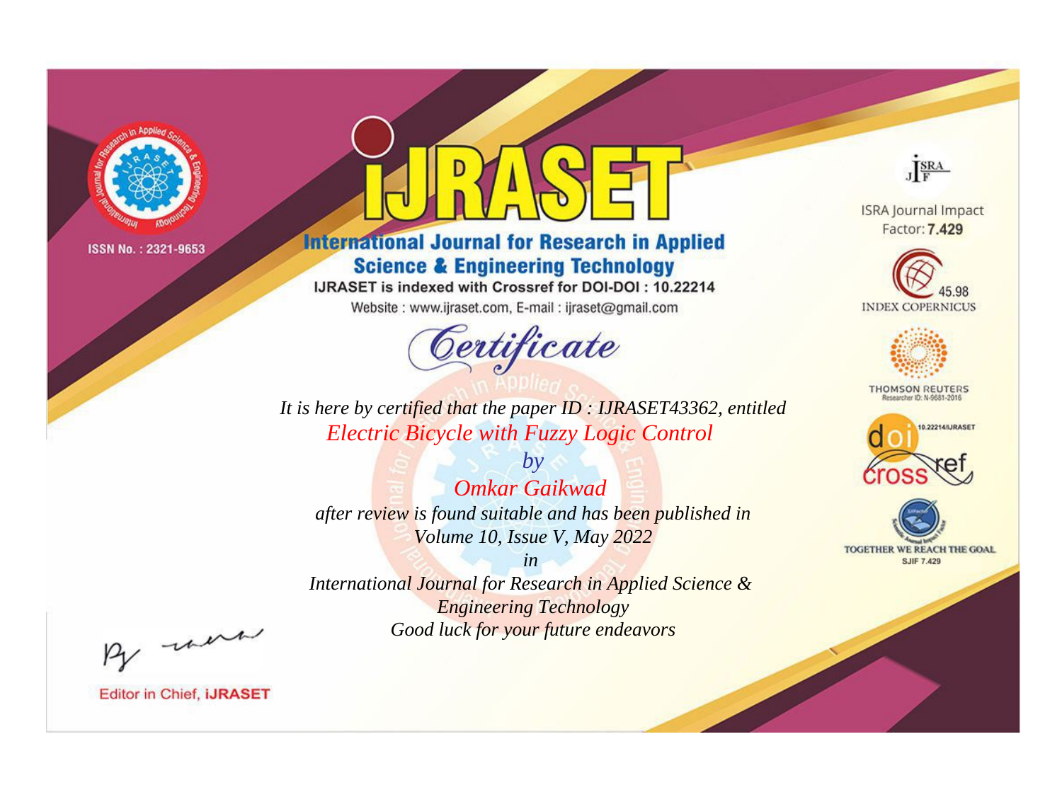ISSN No. : 2321-9653

# IJRASET

## International Journal for Research in Applied Science & Engineering Technology

IJRASET is indexed with Crossref for DOI-DOI : 10.22214

Website : www.ijraset.com, E-mail : ijraset@gmail.com

## Certificate

*It is here by certified that the paper ID : IJRASET43362, entitled*

*Electric Bicycle with Fuzzy Logic Control*

*by*

*Omkar Gaikwad*

*after review is found suitable and has been published in*

*Volume 10, Issue V, May 2022*

*in*

*International Journal for Research in Applied Science & Engineering Technology*

*Good luck for your future endeavors*

ISRA Journal Impact Factor: **7.429**

45.98 INDEX COPERNICUS

THOMSON REUTERS Researcher ID: N-9681-2016

10.22214/IJRASET

TOGETHER WE REACH THE GOAL SJIF 7.429

Editor in Chief, **IJRASET**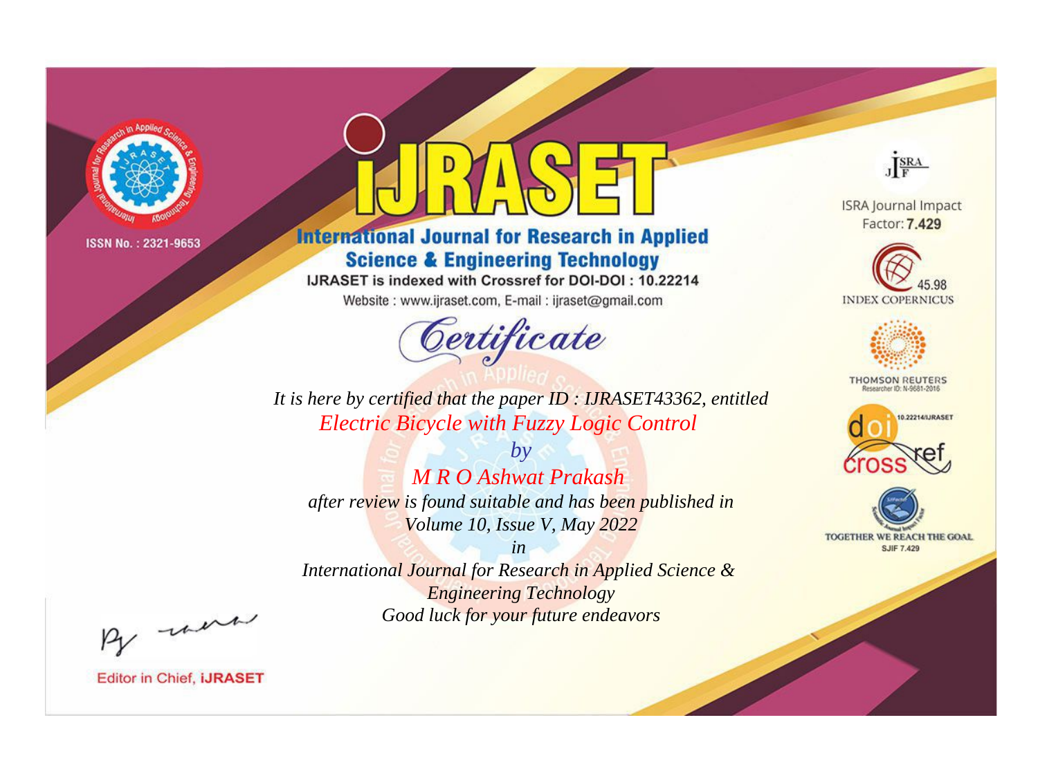ISSN No. : 2321-9653

# iJRASET

## International Journal for Research in Applied Science & Engineering Technology

IJRASET is indexed with Crossref for DOI-DOI : 10.22214

Website : www.ijraset.com, E-mail : ijraset@gmail.com

*Certificate*

*It is here by certified that the paper ID : IJRASET43362, entitled*

*Electric Bicycle with Fuzzy Logic Control*

*by*

*M R O Ashwat Prakash*

*after review is found suitable and has been published in*

*Volume 10, Issue V, May 2022*

*in*

*International Journal for Research in Applied Science & Engineering Technology*

*Good luck for your future endeavors*

ISRA Journal Impact Factor: **7.429**

45.98 INDEX COPERNICUS

THOMSON REUTERS

Researcher ID: N-9681-2016

10.22214/IJRASET

TOGETHER WE REACH THE GOAL

SJIF 7.429

Editor in Chief, **iJRASET**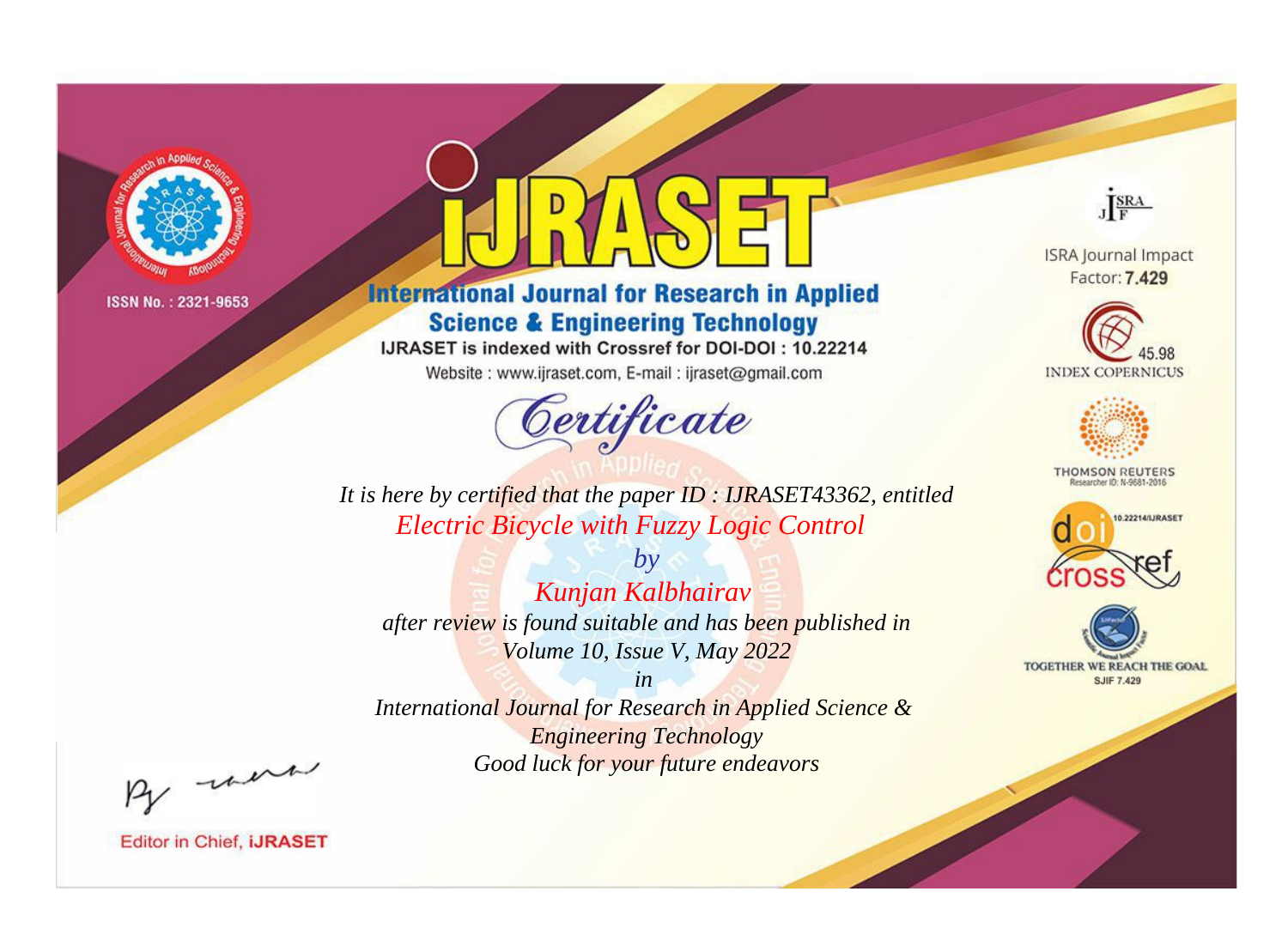ISSN No. : 2321-9653

# iJRASET

## International Journal for Research in Applied Science & Engineering Technology

IJRASET is indexed with Crossref for DOI-DOI : 10.22214

Website : www.ijraset.com, E-mail : ijraset@gmail.com

*Certificate*

*It is here by certified that the paper ID : IJRASET43362, entitled*

*Electric Bicycle with Fuzzy Logic Control*

*by*

*Kunjan Kalbhairav*

*after review is found suitable and has been published in*

*Volume 10, Issue V, May 2022*

*in*

*International Journal for Research in Applied Science & Engineering Technology*

*Good luck for your future endeavors*

ISRA Journal Impact Factor: **7.429**

45.98 INDEX COPERNICUS

THOMSON REUTERS Researcher ID: N-9681-2016

10.22214/IJRASET

TOGETHER WE REACH THE GOAL SJIF 7.429

Editor in Chief, **iJRASET**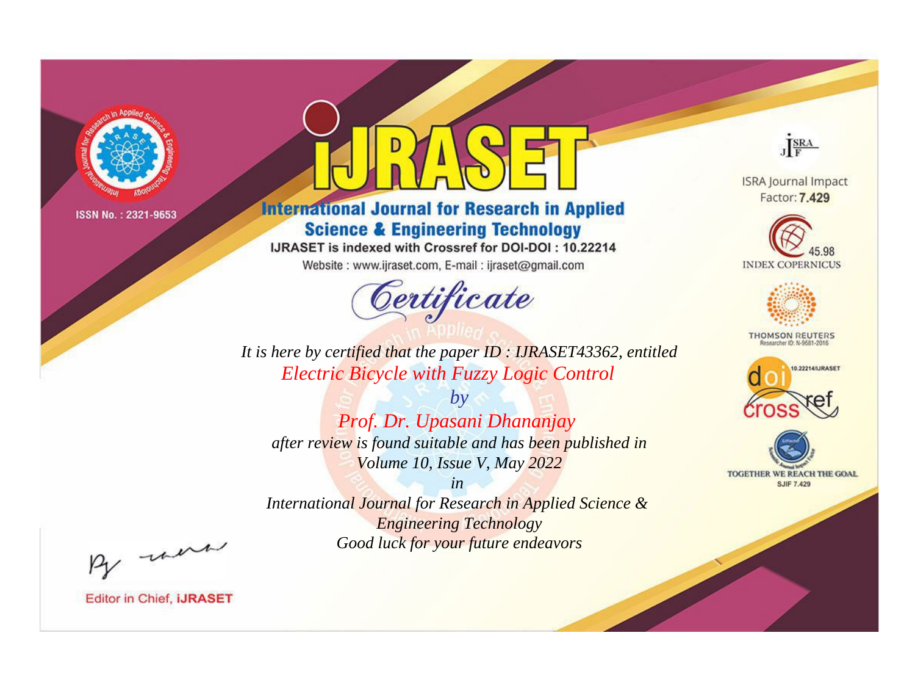ISSN No. : 2321-9653

# IJRASET

## International Journal for Research in Applied Science & Engineering Technology

IJRASET is indexed with Crossref for DOI-DOI : 10.22214

Website : www.ijraset.com, E-mail : ijraset@gmail.com

ISRA Journal Impact Factor: **7.429**

45.98 INDEX COPERNICUS

THOMSON REUTERS Researcher ID: N-9681-2016

10.22214/IJRASET

TOGETHER WE REACH THE GOAL SJIF 7.429

*Certificate*

*It is here by certified that the paper ID : IJRASET43362, entitled*

*Electric Bicycle with Fuzzy Logic Control*

*by*

*Prof. Dr. Upasani Dhananjay*

*after review is found suitable and has been published in*

*Volume 10, Issue V, May 2022*

*in*

*International Journal for Research in Applied Science & Engineering Technology*

*Good luck for your future endeavors*

Editor in Chief, **iJRASET**